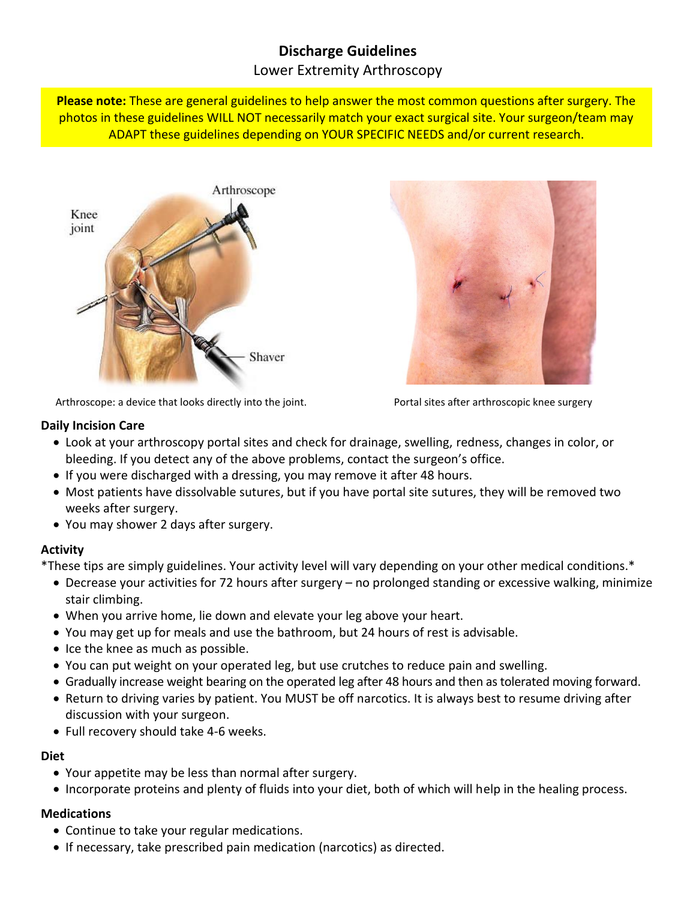# Discharge Guidelines

Lower Extremity Arthroscopy

**Please note:** These are general guidelines to help answer the most common questions after surgery. The photos in these guidelines WILL NOT necessarily match your exact surgical site. Your surgeon/team may ADAPT these guidelines depending on YOUR SPECIFIC NEEDS and/or current research.

Arthroscope: a device that looks directly into the joint.

Portal sites after arthroscopic knee surgery

### Daily Incision Care

- Look at your arthroscopy portal sites and check for drainage, swelling, redness, changes in color, or bleeding. If you detect any of the above problems, contact the surgeon's office.
- If you were discharged with a dressing, you may remove it after 48 hours.
- Most patients have dissolvable sutures, but if you have portal site sutures, they will be removed two weeks after surgery.
- You may shower 2 days after surgery.

### Activity

*These tips are simply guidelines. Your activity level will vary depending on your other medical conditions.*

- Decrease your activities for 72 hours after surgery – no prolonged standing or excessive walking, minimize stair climbing.
- When you arrive home, lie down and elevate your leg above your heart.
- You may get up for meals and use the bathroom, but 24 hours of rest is advisable.
- Ice the knee as much as possible.
- You can put weight on your operated leg, but use crutches to reduce pain and swelling.
- Gradually increase weight bearing on the operated leg after 48 hours and then as tolerated moving forward.
- Return to driving varies by patient. You MUST be off narcotics. It is always best to resume driving after discussion with your surgeon.
- Full recovery should take 4-6 weeks.

### Diet

- Your appetite may be less than normal after surgery.
- Incorporate proteins and plenty of fluids into your diet, both of which will help in the healing process.

### Medications

- Continue to take your regular medications.
- If necessary, take prescribed pain medication (narcotics) as directed.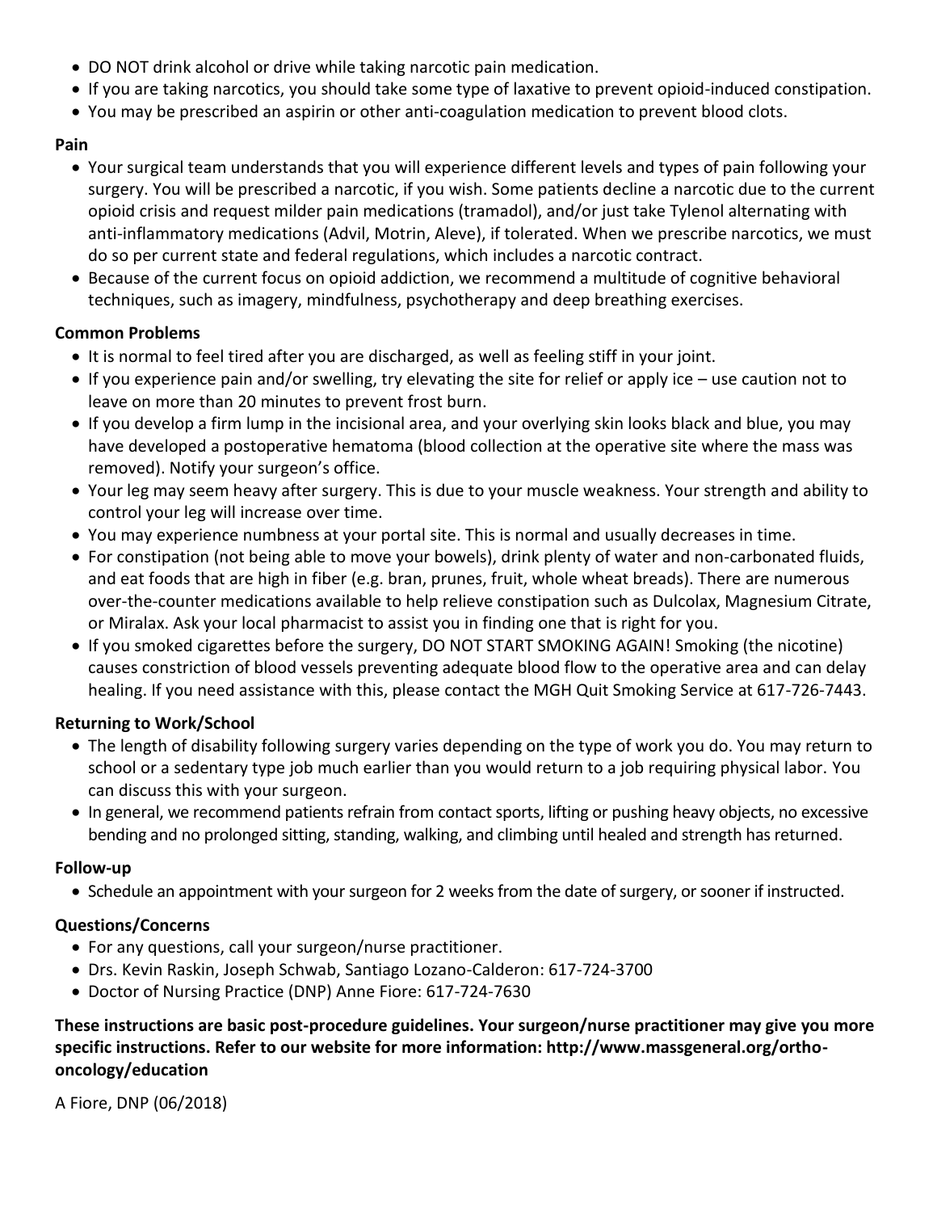- DO NOT drink alcohol or drive while taking narcotic pain medication.
- If you are taking narcotics, you should take some type of laxative to prevent opioid-induced constipation.
- You may be prescribed an aspirin or other anti-coagulation medication to prevent blood clots.

**Pain**

- Your surgical team understands that you will experience different levels and types of pain following your surgery. You will be prescribed a narcotic, if you wish. Some patients decline a narcotic due to the current opioid crisis and request milder pain medications (tramadol), and/or just take Tylenol alternating with anti-inflammatory medications (Advil, Motrin, Aleve), if tolerated. When we prescribe narcotics, we must do so per current state and federal regulations, which includes a narcotic contract.
- Because of the current focus on opioid addiction, we recommend a multitude of cognitive behavioral techniques, such as imagery, mindfulness, psychotherapy and deep breathing exercises.

**Common Problems**

- It is normal to feel tired after you are discharged, as well as feeling stiff in your joint.
- If you experience pain and/or swelling, try elevating the site for relief or apply ice – use caution not to leave on more than 20 minutes to prevent frost burn.
- If you develop a firm lump in the incisional area, and your overlying skin looks black and blue, you may have developed a postoperative hematoma (blood collection at the operative site where the mass was removed). Notify your surgeon's office.
- Your leg may seem heavy after surgery. This is due to your muscle weakness. Your strength and ability to control your leg will increase over time.
- You may experience numbness at your portal site. This is normal and usually decreases in time.
- For constipation (not being able to move your bowels), drink plenty of water and non-carbonated fluids, and eat foods that are high in fiber (e.g. bran, prunes, fruit, whole wheat breads). There are numerous over-the-counter medications available to help relieve constipation such as Dulcolax, Magnesium Citrate, or Miralax. Ask your local pharmacist to assist you in finding one that is right for you.
- If you smoked cigarettes before the surgery, DO NOT START SMOKING AGAIN! Smoking (the nicotine) causes constriction of blood vessels preventing adequate blood flow to the operative area and can delay healing. If you need assistance with this, please contact the MGH Quit Smoking Service at 617-726-7443.

**Returning to Work/School**

- The length of disability following surgery varies depending on the type of work you do. You may return to school or a sedentary type job much earlier than you would return to a job requiring physical labor. You can discuss this with your surgeon.
- In general, we recommend patients refrain from contact sports, lifting or pushing heavy objects, no excessive bending and no prolonged sitting, standing, walking, and climbing until healed and strength has returned.

**Follow-up**

- Schedule an appointment with your surgeon for 2 weeks from the date of surgery, or sooner if instructed.

**Questions/Concerns**

- For any questions, call your surgeon/nurse practitioner.
- Drs. Kevin Raskin, Joseph Schwab, Santiago Lozano-Calderon: 617-724-3700
- Doctor of Nursing Practice (DNP) Anne Fiore: 617-724-7630

**These instructions are basic post-procedure guidelines. Your surgeon/nurse practitioner may give you more specific instructions. Refer to our website for more information: http://www.massgeneral.org/ortho-oncology/education**

A Fiore, DNP (06/2018)